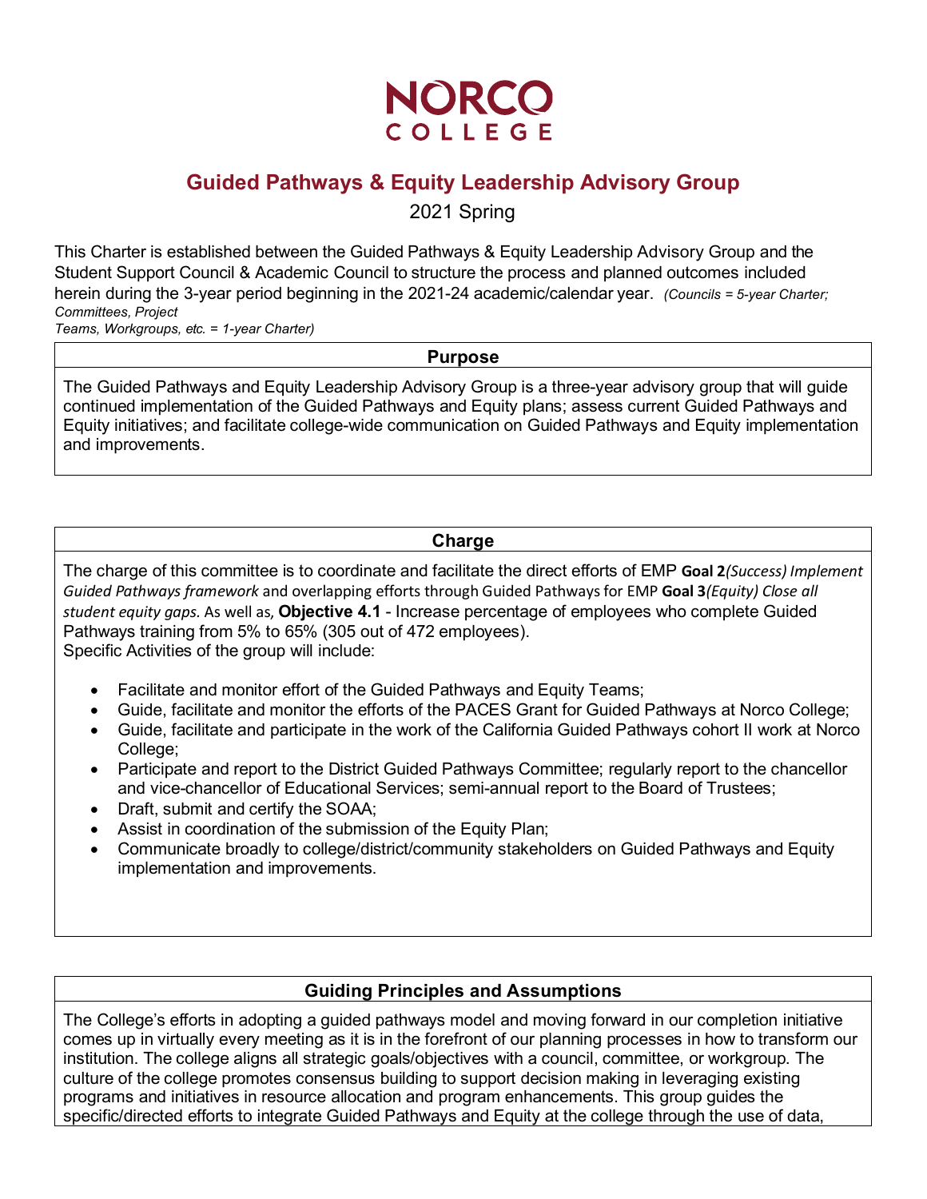# NORCO COLLEGE

## Guided Pathways & Equity Leadership Advisory Group

2021 Spring

This Charter is established between the Guided Pathways & Equity Leadership Advisory Group and the Student Support Council & Academic Council to structure the process and planned outcomes included herein during the 3-year period beginning in the 2021-24 academic/calendar year. *(Councils = 5-year Charter; Committees, Project Teams, Workgroups, etc. = 1-year Charter)*

### Purpose

The Guided Pathways and Equity Leadership Advisory Group is a three-year advisory group that will guide continued implementation of the Guided Pathways and Equity plans; assess current Guided Pathways and Equity initiatives; and facilitate college-wide communication on Guided Pathways and Equity implementation and improvements.

### Charge

The charge of this committee is to coordinate and facilitate the direct efforts of EMP **Goal 2***(Success) Implement Guided Pathways framework* and overlapping efforts through Guided Pathways for EMP **Goal 3***(Equity) Close all student equity gaps.* As well as, **Objective 4.1** - Increase percentage of employees who complete Guided Pathways training from 5% to 65% (305 out of 472 employees).

Specific Activities of the group will include:

- Facilitate and monitor effort of the Guided Pathways and Equity Teams;
- Guide, facilitate and monitor the efforts of the PACES Grant for Guided Pathways at Norco College;
- Guide, facilitate and participate in the work of the California Guided Pathways cohort II work at Norco College;
- Participate and report to the District Guided Pathways Committee; regularly report to the chancellor and vice-chancellor of Educational Services; semi-annual report to the Board of Trustees;
- Draft, submit and certify the SOAA;
- Assist in coordination of the submission of the Equity Plan;
- Communicate broadly to college/district/community stakeholders on Guided Pathways and Equity implementation and improvements.

### Guiding Principles and Assumptions

The College's efforts in adopting a guided pathways model and moving forward in our completion initiative comes up in virtually every meeting as it is in the forefront of our planning processes in how to transform our institution. The college aligns all strategic goals/objectives with a council, committee, or workgroup. The culture of the college promotes consensus building to support decision making in leveraging existing programs and initiatives in resource allocation and program enhancements. This group guides the specific/directed efforts to integrate Guided Pathways and Equity at the college through the use of data,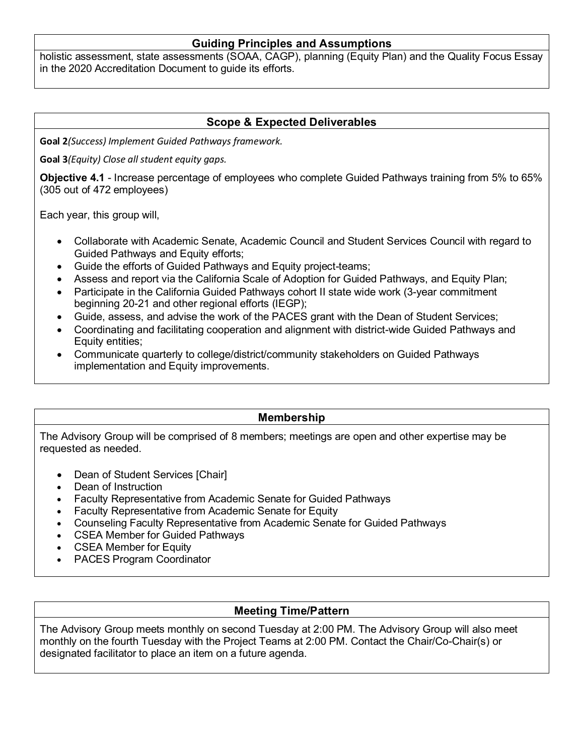## Guiding Principles and Assumptions

holistic assessment, state assessments (SOAA, CAGP), planning (Equity Plan) and the Quality Focus Essay in the 2020 Accreditation Document to guide its efforts.

## Scope & Expected Deliverables

**Goal 2** *(Success) Implement Guided Pathways framework.*

**Goal 3** *(Equity) Close all student equity gaps.*

**Objective 4.1** - Increase percentage of employees who complete Guided Pathways training from 5% to 65% (305 out of 472 employees)

Each year, this group will,

- Collaborate with Academic Senate, Academic Council and Student Services Council with regard to Guided Pathways and Equity efforts;
- Guide the efforts of Guided Pathways and Equity project-teams;
- Assess and report via the California Scale of Adoption for Guided Pathways, and Equity Plan;
- Participate in the California Guided Pathways cohort II state wide work (3-year commitment beginning 20-21 and other regional efforts (IEGP);
- Guide, assess, and advise the work of the PACES grant with the Dean of Student Services;
- Coordinating and facilitating cooperation and alignment with district-wide Guided Pathways and Equity entities;
- Communicate quarterly to college/district/community stakeholders on Guided Pathways implementation and Equity improvements.

## Membership

The Advisory Group will be comprised of 8 members; meetings are open and other expertise may be requested as needed.

- Dean of Student Services [Chair]
- Dean of Instruction
- Faculty Representative from Academic Senate for Guided Pathways
- Faculty Representative from Academic Senate for Equity
- Counseling Faculty Representative from Academic Senate for Guided Pathways
- CSEA Member for Guided Pathways
- CSEA Member for Equity
- PACES Program Coordinator

## Meeting Time/Pattern

The Advisory Group meets monthly on second Tuesday at 2:00 PM. The Advisory Group will also meet monthly on the fourth Tuesday with the Project Teams at 2:00 PM. Contact the Chair/Co-Chair(s) or designated facilitator to place an item on a future agenda.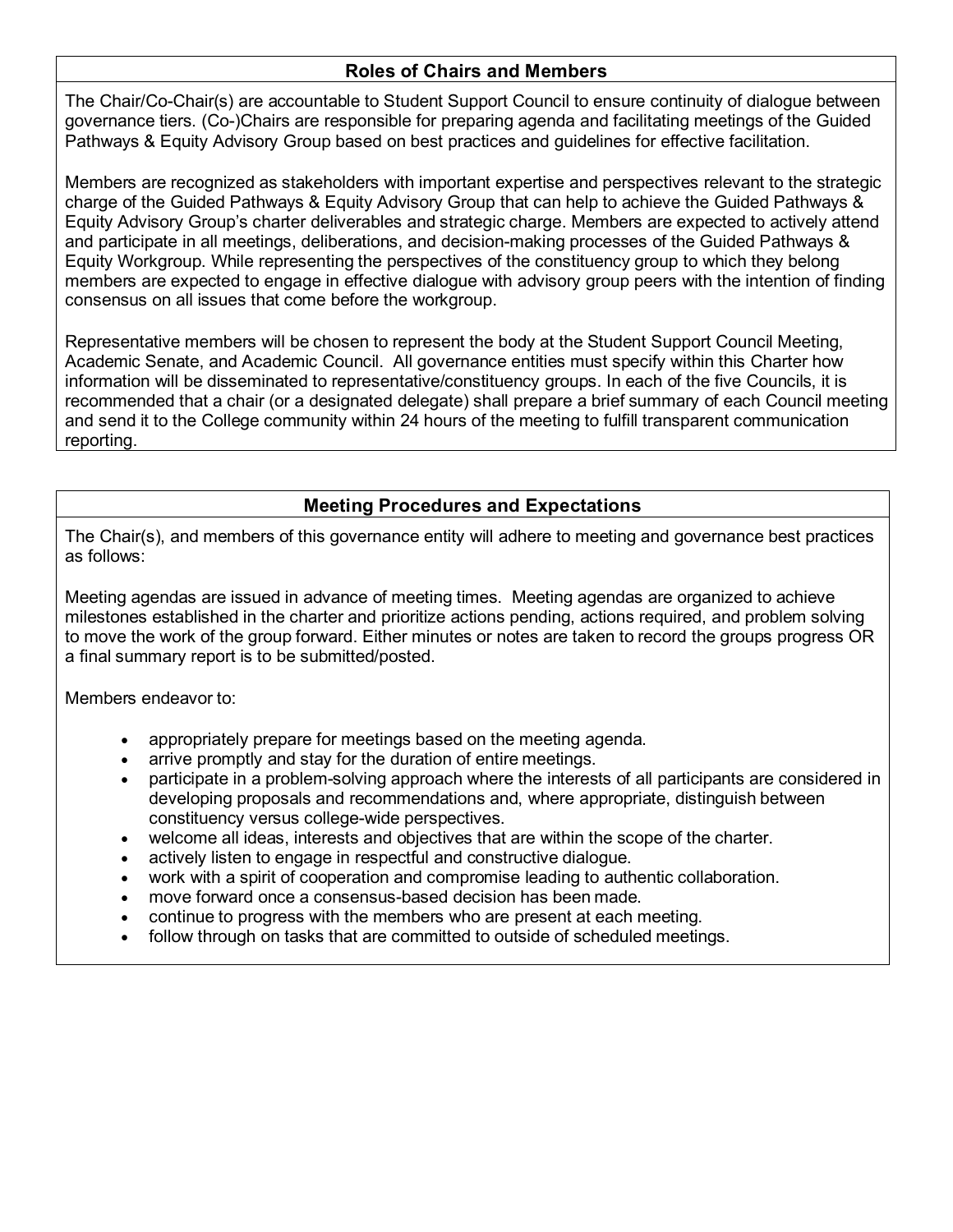## Roles of Chairs and Members

The Chair/Co-Chair(s) are accountable to Student Support Council to ensure continuity of dialogue between governance tiers. (Co-)Chairs are responsible for preparing agenda and facilitating meetings of the Guided Pathways & Equity Advisory Group based on best practices and guidelines for effective facilitation.

Members are recognized as stakeholders with important expertise and perspectives relevant to the strategic charge of the Guided Pathways & Equity Advisory Group that can help to achieve the Guided Pathways & Equity Advisory Group's charter deliverables and strategic charge. Members are expected to actively attend and participate in all meetings, deliberations, and decision-making processes of the Guided Pathways & Equity Workgroup. While representing the perspectives of the constituency group to which they belong members are expected to engage in effective dialogue with advisory group peers with the intention of finding consensus on all issues that come before the workgroup.

Representative members will be chosen to represent the body at the Student Support Council Meeting, Academic Senate, and Academic Council. All governance entities must specify within this Charter how information will be disseminated to representative/constituency groups. In each of the five Councils, it is recommended that a chair (or a designated delegate) shall prepare a brief summary of each Council meeting and send it to the College community within 24 hours of the meeting to fulfill transparent communication reporting.

## Meeting Procedures and Expectations

The Chair(s), and members of this governance entity will adhere to meeting and governance best practices as follows:

Meeting agendas are issued in advance of meeting times. Meeting agendas are organized to achieve milestones established in the charter and prioritize actions pending, actions required, and problem solving to move the work of the group forward. Either minutes or notes are taken to record the groups progress OR a final summary report is to be submitted/posted.

Members endeavor to:

- appropriately prepare for meetings based on the meeting agenda.
- arrive promptly and stay for the duration of entire meetings.
- participate in a problem-solving approach where the interests of all participants are considered in developing proposals and recommendations and, where appropriate, distinguish between constituency versus college-wide perspectives.
- welcome all ideas, interests and objectives that are within the scope of the charter.
- actively listen to engage in respectful and constructive dialogue.
- work with a spirit of cooperation and compromise leading to authentic collaboration.
- move forward once a consensus-based decision has been made.
- continue to progress with the members who are present at each meeting.
- follow through on tasks that are committed to outside of scheduled meetings.